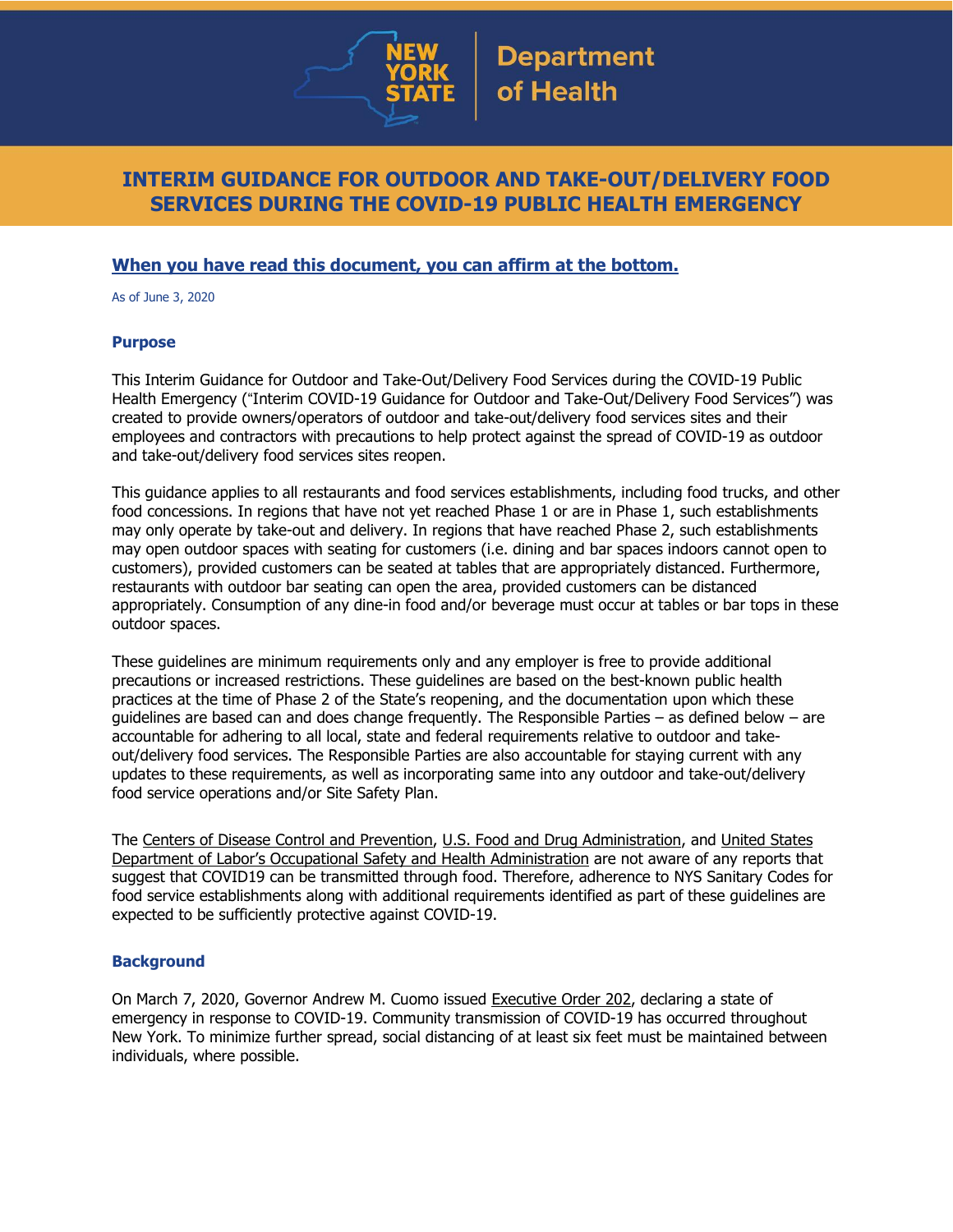New York State Department of Health

# INTERIM GUIDANCE FOR OUTDOOR AND TAKE-OUT/DELIVERY FOOD SERVICES DURING THE COVID-19 PUBLIC HEALTH EMERGENCY

**When you have read this document, you can affirm at the bottom.**

As of June 3, 2020

## Purpose

This Interim Guidance for Outdoor and Take-Out/Delivery Food Services during the COVID-19 Public Health Emergency ("Interim COVID-19 Guidance for Outdoor and Take-Out/Delivery Food Services") was created to provide owners/operators of outdoor and take-out/delivery food services sites and their employees and contractors with precautions to help protect against the spread of COVID-19 as outdoor and take-out/delivery food services sites reopen.

This guidance applies to all restaurants and food services establishments, including food trucks, and other food concessions. In regions that have not yet reached Phase 1 or are in Phase 1, such establishments may only operate by take-out and delivery. In regions that have reached Phase 2, such establishments may open outdoor spaces with seating for customers (i.e. dining and bar spaces indoors cannot open to customers), provided customers can be seated at tables that are appropriately distanced. Furthermore, restaurants with outdoor bar seating can open the area, provided customers can be distanced appropriately. Consumption of any dine-in food and/or beverage must occur at tables or bar tops in these outdoor spaces.

These guidelines are minimum requirements only and any employer is free to provide additional precautions or increased restrictions. These guidelines are based on the best-known public health practices at the time of Phase 2 of the State's reopening, and the documentation upon which these guidelines are based can and does change frequently. The Responsible Parties – as defined below – are accountable for adhering to all local, state and federal requirements relative to outdoor and take-out/delivery food services. The Responsible Parties are also accountable for staying current with any updates to these requirements, as well as incorporating same into any outdoor and take-out/delivery food service operations and/or Site Safety Plan.

The Centers of Disease Control and Prevention, U.S. Food and Drug Administration, and United States Department of Labor's Occupational Safety and Health Administration are not aware of any reports that suggest that COVID19 can be transmitted through food. Therefore, adherence to NYS Sanitary Codes for food service establishments along with additional requirements identified as part of these guidelines are expected to be sufficiently protective against COVID-19.

## Background

On March 7, 2020, Governor Andrew M. Cuomo issued Executive Order 202, declaring a state of emergency in response to COVID-19. Community transmission of COVID-19 has occurred throughout New York. To minimize further spread, social distancing of at least six feet must be maintained between individuals, where possible.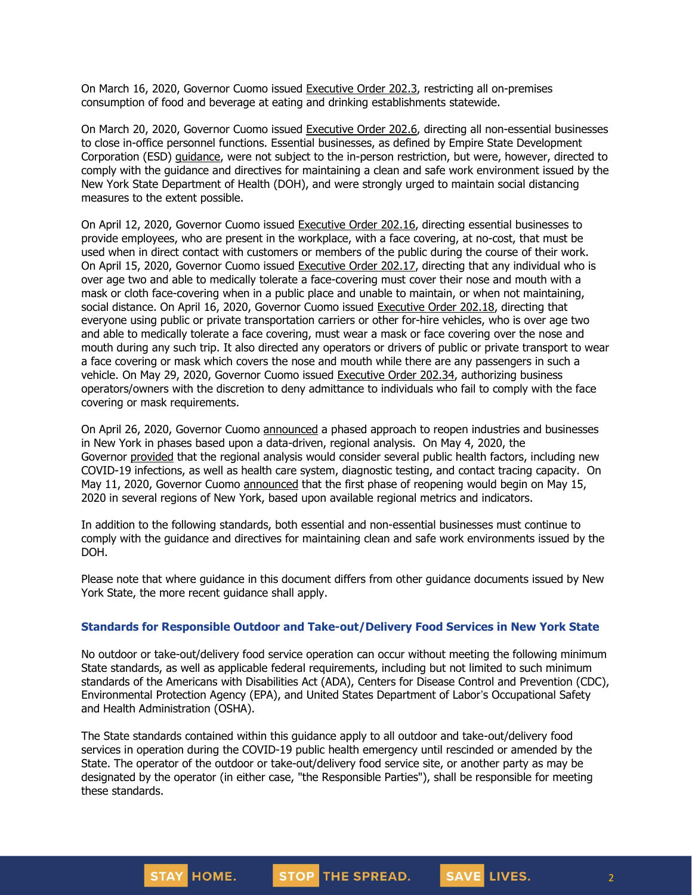On March 16, 2020, Governor Cuomo issued Executive Order 202.3, restricting all on-premises consumption of food and beverage at eating and drinking establishments statewide.

On March 20, 2020, Governor Cuomo issued Executive Order 202.6, directing all non-essential businesses to close in-office personnel functions. Essential businesses, as defined by Empire State Development Corporation (ESD) guidance, were not subject to the in-person restriction, but were, however, directed to comply with the guidance and directives for maintaining a clean and safe work environment issued by the New York State Department of Health (DOH), and were strongly urged to maintain social distancing measures to the extent possible.

On April 12, 2020, Governor Cuomo issued Executive Order 202.16, directing essential businesses to provide employees, who are present in the workplace, with a face covering, at no-cost, that must be used when in direct contact with customers or members of the public during the course of their work. On April 15, 2020, Governor Cuomo issued Executive Order 202.17, directing that any individual who is over age two and able to medically tolerate a face-covering must cover their nose and mouth with a mask or cloth face-covering when in a public place and unable to maintain, or when not maintaining, social distance. On April 16, 2020, Governor Cuomo issued Executive Order 202.18, directing that everyone using public or private transportation carriers or other for-hire vehicles, who is over age two and able to medically tolerate a face covering, must wear a mask or face covering over the nose and mouth during any such trip. It also directed any operators or drivers of public or private transport to wear a face covering or mask which covers the nose and mouth while there are any passengers in such a vehicle. On May 29, 2020, Governor Cuomo issued Executive Order 202.34, authorizing business operators/owners with the discretion to deny admittance to individuals who fail to comply with the face covering or mask requirements.

On April 26, 2020, Governor Cuomo announced a phased approach to reopen industries and businesses in New York in phases based upon a data-driven, regional analysis. On May 4, 2020, the Governor provided that the regional analysis would consider several public health factors, including new COVID-19 infections, as well as health care system, diagnostic testing, and contact tracing capacity. On May 11, 2020, Governor Cuomo announced that the first phase of reopening would begin on May 15, 2020 in several regions of New York, based upon available regional metrics and indicators.

In addition to the following standards, both essential and non-essential businesses must continue to comply with the guidance and directives for maintaining clean and safe work environments issued by the DOH.

Please note that where guidance in this document differs from other guidance documents issued by New York State, the more recent guidance shall apply.

### Standards for Responsible Outdoor and Take-out/Delivery Food Services in New York State

No outdoor or take-out/delivery food service operation can occur without meeting the following minimum State standards, as well as applicable federal requirements, including but not limited to such minimum standards of the Americans with Disabilities Act (ADA), Centers for Disease Control and Prevention (CDC), Environmental Protection Agency (EPA), and United States Department of Labor's Occupational Safety and Health Administration (OSHA).

The State standards contained within this guidance apply to all outdoor and take-out/delivery food services in operation during the COVID-19 public health emergency until rescinded or amended by the State. The operator of the outdoor or take-out/delivery food service site, or another party as may be designated by the operator (in either case, "the Responsible Parties"), shall be responsible for meeting these standards.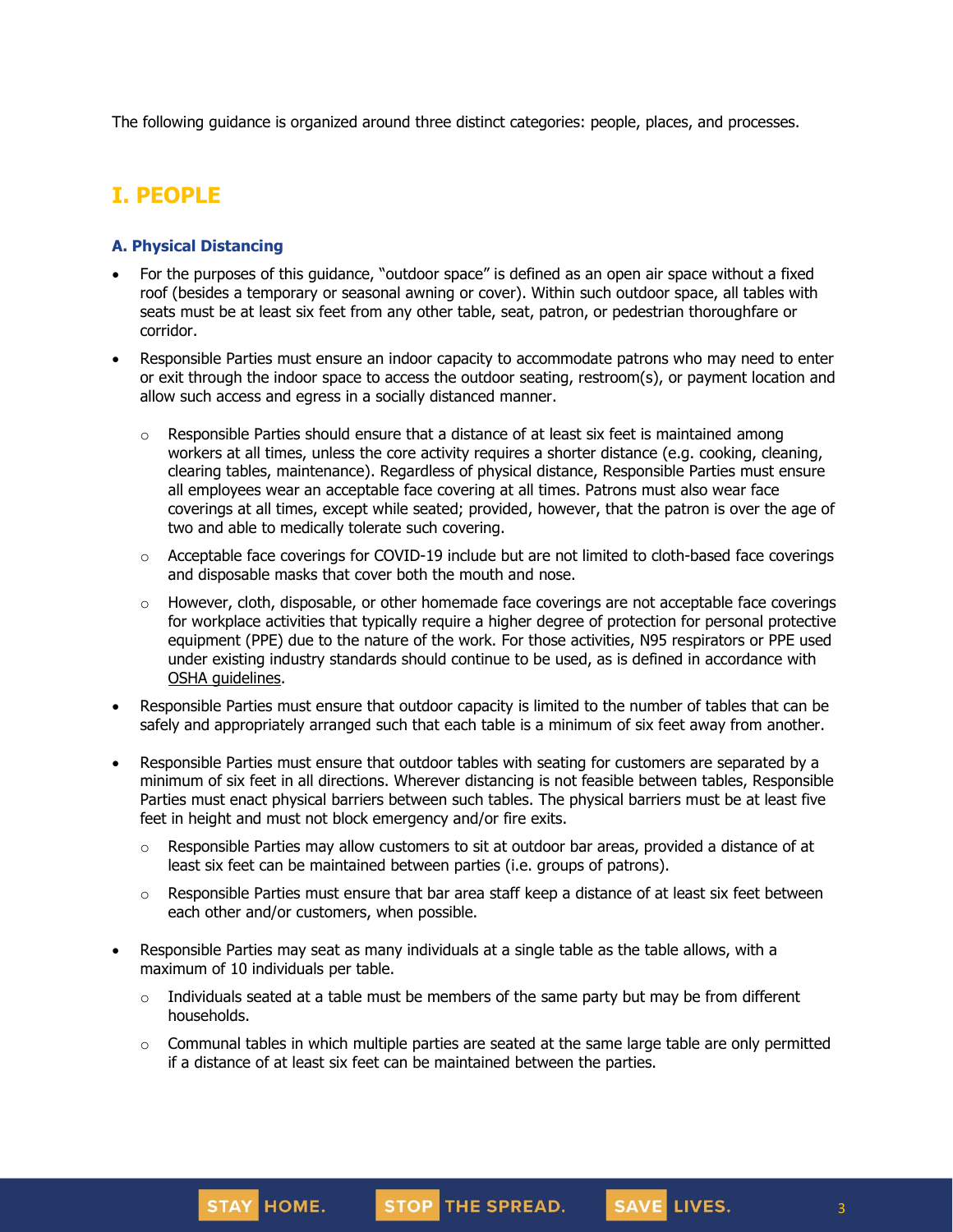The following guidance is organized around three distinct categories: people, places, and processes.

## I. PEOPLE

### A. Physical Distancing

- For the purposes of this guidance, "outdoor space" is defined as an open air space without a fixed roof (besides a temporary or seasonal awning or cover). Within such outdoor space, all tables with seats must be at least six feet from any other table, seat, patron, or pedestrian thoroughfare or corridor.
- Responsible Parties must ensure an indoor capacity to accommodate patrons who may need to enter or exit through the indoor space to access the outdoor seating, restroom(s), or payment location and allow such access and egress in a socially distanced manner.
  - Responsible Parties should ensure that a distance of at least six feet is maintained among workers at all times, unless the core activity requires a shorter distance (e.g. cooking, cleaning, clearing tables, maintenance). Regardless of physical distance, Responsible Parties must ensure all employees wear an acceptable face covering at all times. Patrons must also wear face coverings at all times, except while seated; provided, however, that the patron is over the age of two and able to medically tolerate such covering.
  - Acceptable face coverings for COVID-19 include but are not limited to cloth-based face coverings and disposable masks that cover both the mouth and nose.
  - However, cloth, disposable, or other homemade face coverings are not acceptable face coverings for workplace activities that typically require a higher degree of protection for personal protective equipment (PPE) due to the nature of the work. For those activities, N95 respirators or PPE used under existing industry standards should continue to be used, as is defined in accordance with OSHA guidelines.
- Responsible Parties must ensure that outdoor capacity is limited to the number of tables that can be safely and appropriately arranged such that each table is a minimum of six feet away from another.
- Responsible Parties must ensure that outdoor tables with seating for customers are separated by a minimum of six feet in all directions. Wherever distancing is not feasible between tables, Responsible Parties must enact physical barriers between such tables. The physical barriers must be at least five feet in height and must not block emergency and/or fire exits.
  - Responsible Parties may allow customers to sit at outdoor bar areas, provided a distance of at least six feet can be maintained between parties (i.e. groups of patrons).
  - Responsible Parties must ensure that bar area staff keep a distance of at least six feet between each other and/or customers, when possible.
- Responsible Parties may seat as many individuals at a single table as the table allows, with a maximum of 10 individuals per table.
  - Individuals seated at a table must be members of the same party but may be from different households.
  - Communal tables in which multiple parties are seated at the same large table are only permitted if a distance of at least six feet can be maintained between the parties.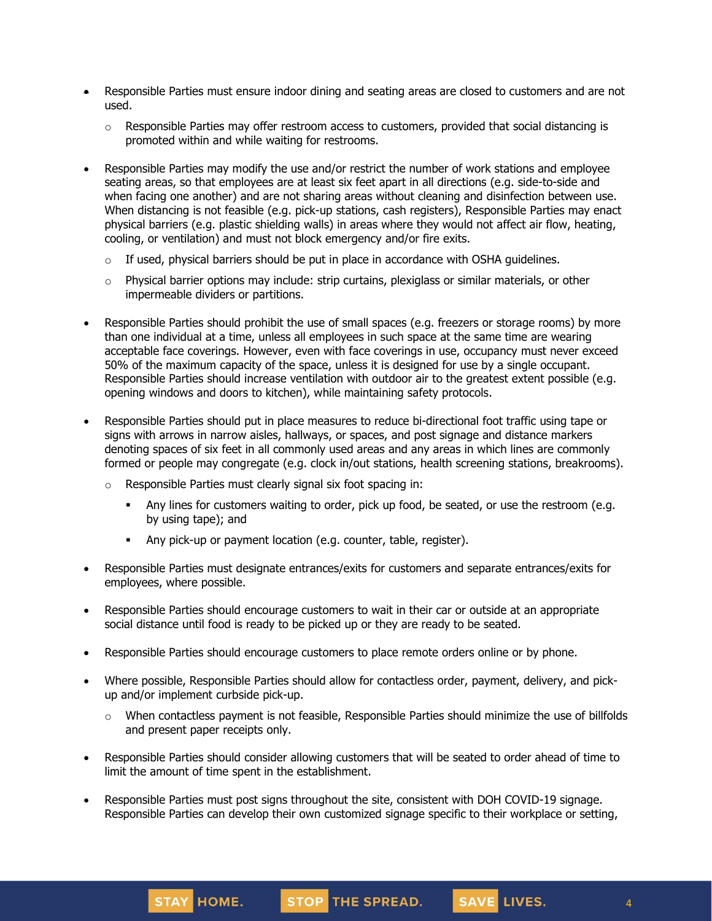- Responsible Parties must ensure indoor dining and seating areas are closed to customers and are not used.
  - Responsible Parties may offer restroom access to customers, provided that social distancing is promoted within and while waiting for restrooms.
- Responsible Parties may modify the use and/or restrict the number of work stations and employee seating areas, so that employees are at least six feet apart in all directions (e.g. side-to-side and when facing one another) and are not sharing areas without cleaning and disinfection between use. When distancing is not feasible (e.g. pick-up stations, cash registers), Responsible Parties may enact physical barriers (e.g. plastic shielding walls) in areas where they would not affect air flow, heating, cooling, or ventilation) and must not block emergency and/or fire exits.
  - If used, physical barriers should be put in place in accordance with OSHA guidelines.
  - Physical barrier options may include: strip curtains, plexiglass or similar materials, or other impermeable dividers or partitions.
- Responsible Parties should prohibit the use of small spaces (e.g. freezers or storage rooms) by more than one individual at a time, unless all employees in such space at the same time are wearing acceptable face coverings. However, even with face coverings in use, occupancy must never exceed 50% of the maximum capacity of the space, unless it is designed for use by a single occupant. Responsible Parties should increase ventilation with outdoor air to the greatest extent possible (e.g. opening windows and doors to kitchen), while maintaining safety protocols.
- Responsible Parties should put in place measures to reduce bi-directional foot traffic using tape or signs with arrows in narrow aisles, hallways, or spaces, and post signage and distance markers denoting spaces of six feet in all commonly used areas and any areas in which lines are commonly formed or people may congregate (e.g. clock in/out stations, health screening stations, breakrooms).
  - Responsible Parties must clearly signal six foot spacing in:
    - Any lines for customers waiting to order, pick up food, be seated, or use the restroom (e.g. by using tape); and
    - Any pick-up or payment location (e.g. counter, table, register).
- Responsible Parties must designate entrances/exits for customers and separate entrances/exits for employees, where possible.
- Responsible Parties should encourage customers to wait in their car or outside at an appropriate social distance until food is ready to be picked up or they are ready to be seated.
- Responsible Parties should encourage customers to place remote orders online or by phone.
- Where possible, Responsible Parties should allow for contactless order, payment, delivery, and pick-up and/or implement curbside pick-up.
  - When contactless payment is not feasible, Responsible Parties should minimize the use of billfolds and present paper receipts only.
- Responsible Parties should consider allowing customers that will be seated to order ahead of time to limit the amount of time spent in the establishment.
- Responsible Parties must post signs throughout the site, consistent with DOH COVID-19 signage. Responsible Parties can develop their own customized signage specific to their workplace or setting,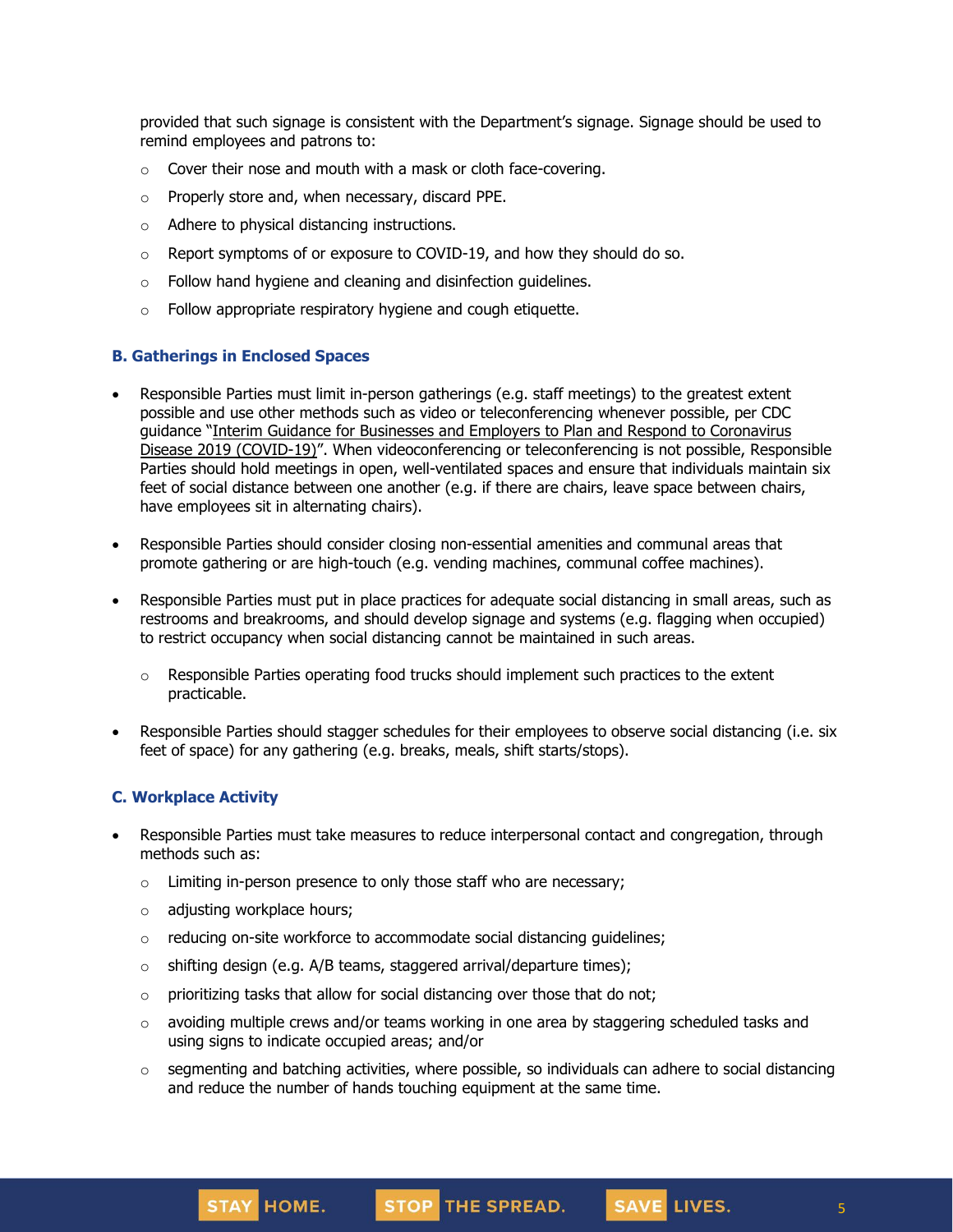provided that such signage is consistent with the Department's signage. Signage should be used to remind employees and patrons to:

- Cover their nose and mouth with a mask or cloth face-covering.
- Properly store and, when necessary, discard PPE.
- Adhere to physical distancing instructions.
- Report symptoms of or exposure to COVID-19, and how they should do so.
- Follow hand hygiene and cleaning and disinfection guidelines.
- Follow appropriate respiratory hygiene and cough etiquette.

### B. Gatherings in Enclosed Spaces

- Responsible Parties must limit in-person gatherings (e.g. staff meetings) to the greatest extent possible and use other methods such as video or teleconferencing whenever possible, per CDC guidance "Interim Guidance for Businesses and Employers to Plan and Respond to Coronavirus Disease 2019 (COVID-19)". When videoconferencing or teleconferencing is not possible, Responsible Parties should hold meetings in open, well-ventilated spaces and ensure that individuals maintain six feet of social distance between one another (e.g. if there are chairs, leave space between chairs, have employees sit in alternating chairs).
- Responsible Parties should consider closing non-essential amenities and communal areas that promote gathering or are high-touch (e.g. vending machines, communal coffee machines).
- Responsible Parties must put in place practices for adequate social distancing in small areas, such as restrooms and breakrooms, and should develop signage and systems (e.g. flagging when occupied) to restrict occupancy when social distancing cannot be maintained in such areas.
  - Responsible Parties operating food trucks should implement such practices to the extent practicable.
- Responsible Parties should stagger schedules for their employees to observe social distancing (i.e. six feet of space) for any gathering (e.g. breaks, meals, shift starts/stops).

### C. Workplace Activity

- Responsible Parties must take measures to reduce interpersonal contact and congregation, through methods such as:
  - Limiting in-person presence to only those staff who are necessary;
  - adjusting workplace hours;
  - reducing on-site workforce to accommodate social distancing guidelines;
  - shifting design (e.g. A/B teams, staggered arrival/departure times);
  - prioritizing tasks that allow for social distancing over those that do not;
  - avoiding multiple crews and/or teams working in one area by staggering scheduled tasks and using signs to indicate occupied areas; and/or
  - segmenting and batching activities, where possible, so individuals can adhere to social distancing and reduce the number of hands touching equipment at the same time.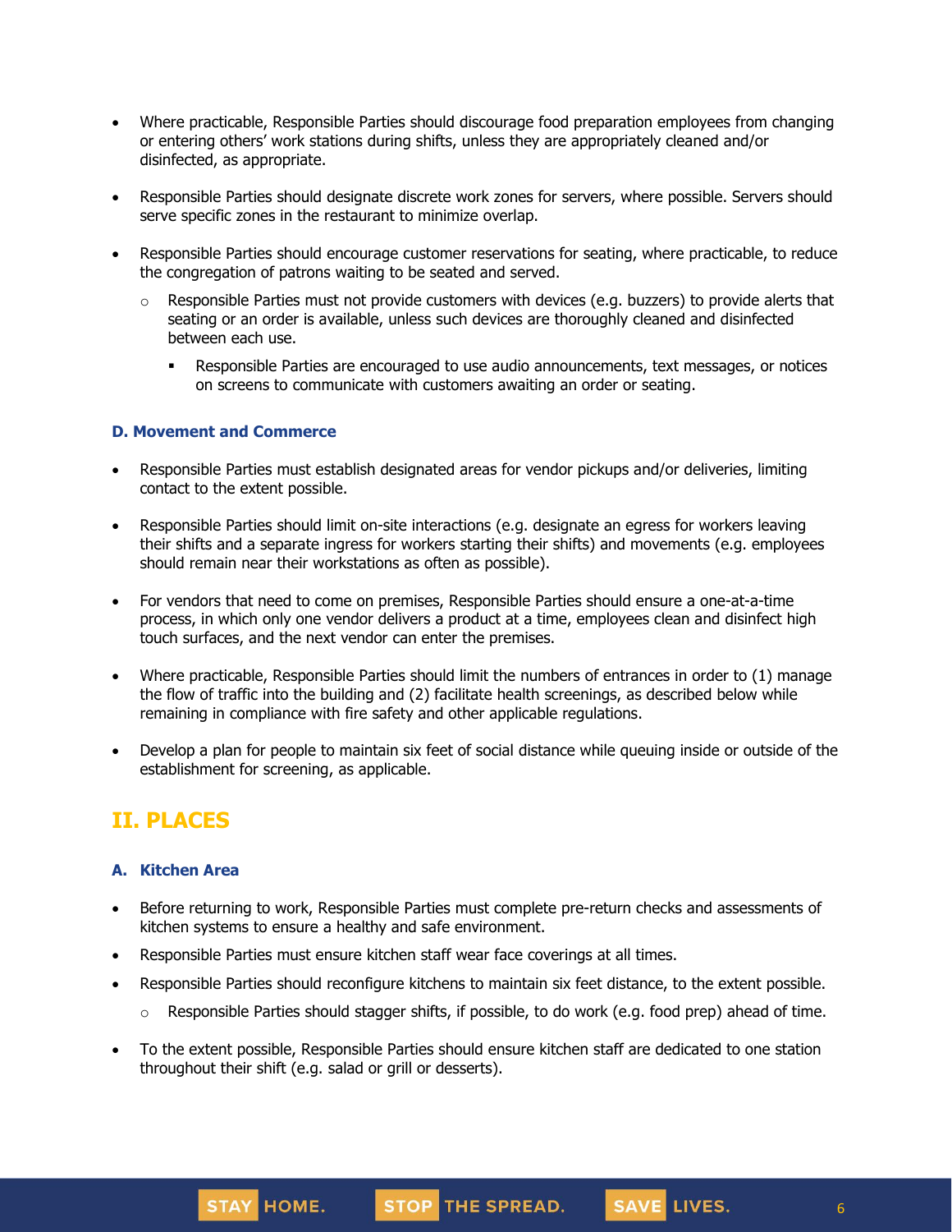- Where practicable, Responsible Parties should discourage food preparation employees from changing or entering others' work stations during shifts, unless they are appropriately cleaned and/or disinfected, as appropriate.

- Responsible Parties should designate discrete work zones for servers, where possible. Servers should serve specific zones in the restaurant to minimize overlap.

- Responsible Parties should encourage customer reservations for seating, where practicable, to reduce the congregation of patrons waiting to be seated and served.
  - Responsible Parties must not provide customers with devices (e.g. buzzers) to provide alerts that seating or an order is available, unless such devices are thoroughly cleaned and disinfected between each use.
    - Responsible Parties are encouraged to use audio announcements, text messages, or notices on screens to communicate with customers awaiting an order or seating.

### D. Movement and Commerce

- Responsible Parties must establish designated areas for vendor pickups and/or deliveries, limiting contact to the extent possible.

- Responsible Parties should limit on-site interactions (e.g. designate an egress for workers leaving their shifts and a separate ingress for workers starting their shifts) and movements (e.g. employees should remain near their workstations as often as possible).

- For vendors that need to come on premises, Responsible Parties should ensure a one-at-a-time process, in which only one vendor delivers a product at a time, employees clean and disinfect high touch surfaces, and the next vendor can enter the premises.

- Where practicable, Responsible Parties should limit the numbers of entrances in order to (1) manage the flow of traffic into the building and (2) facilitate health screenings, as described below while remaining in compliance with fire safety and other applicable regulations.

- Develop a plan for people to maintain six feet of social distance while queuing inside or outside of the establishment for screening, as applicable.

## II. PLACES

### A. Kitchen Area

- Before returning to work, Responsible Parties must complete pre-return checks and assessments of kitchen systems to ensure a healthy and safe environment.
- Responsible Parties must ensure kitchen staff wear face coverings at all times.
- Responsible Parties should reconfigure kitchens to maintain six feet distance, to the extent possible.
  - Responsible Parties should stagger shifts, if possible, to do work (e.g. food prep) ahead of time.

- To the extent possible, Responsible Parties should ensure kitchen staff are dedicated to one station throughout their shift (e.g. salad or grill or desserts).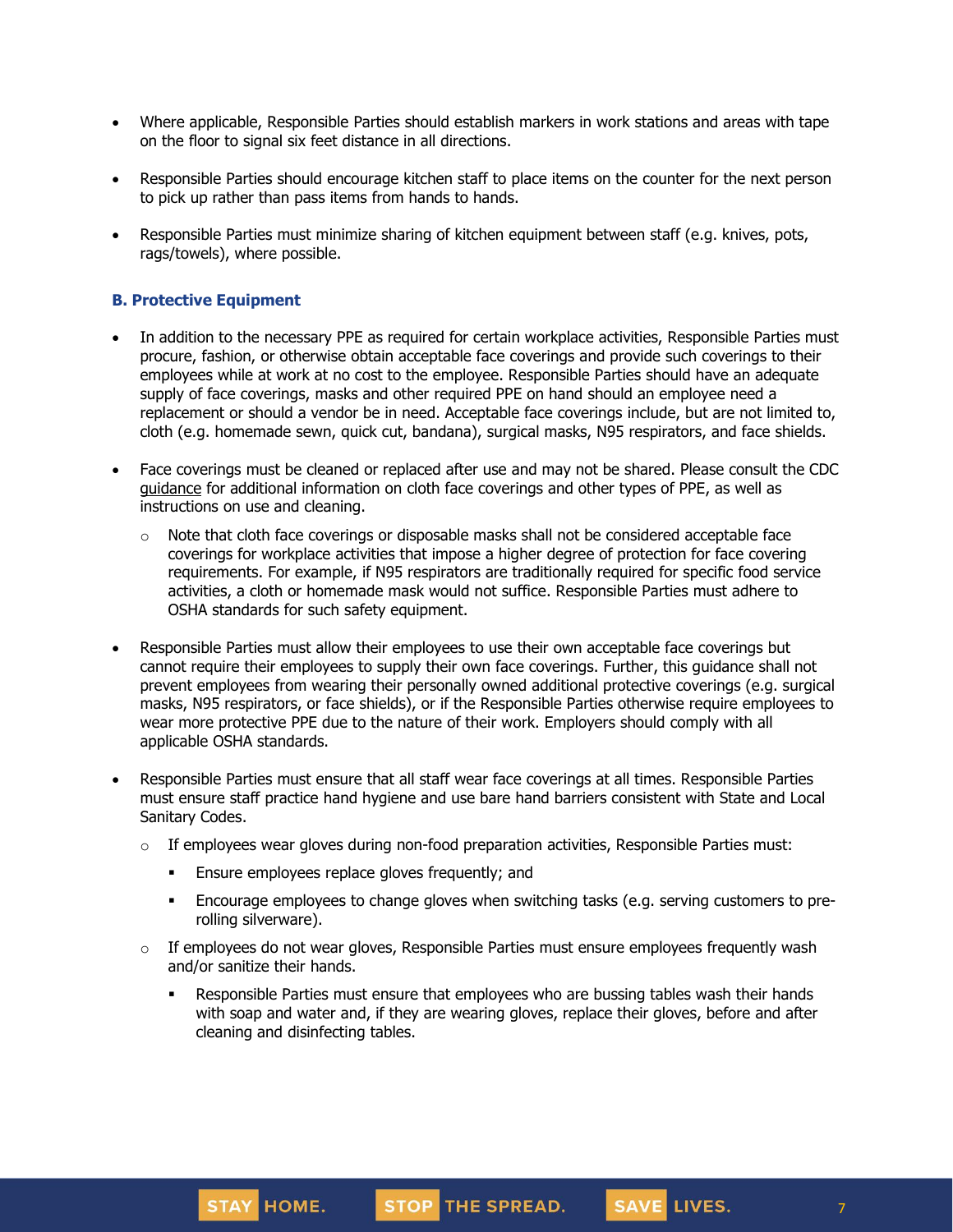- Where applicable, Responsible Parties should establish markers in work stations and areas with tape on the floor to signal six feet distance in all directions.

- Responsible Parties should encourage kitchen staff to place items on the counter for the next person to pick up rather than pass items from hands to hands.

- Responsible Parties must minimize sharing of kitchen equipment between staff (e.g. knives, pots, rags/towels), where possible.

### B. Protective Equipment

- In addition to the necessary PPE as required for certain workplace activities, Responsible Parties must procure, fashion, or otherwise obtain acceptable face coverings and provide such coverings to their employees while at work at no cost to the employee. Responsible Parties should have an adequate supply of face coverings, masks and other required PPE on hand should an employee need a replacement or should a vendor be in need. Acceptable face coverings include, but are not limited to, cloth (e.g. homemade sewn, quick cut, bandana), surgical masks, N95 respirators, and face shields.

- Face coverings must be cleaned or replaced after use and may not be shared. Please consult the CDC guidance for additional information on cloth face coverings and other types of PPE, as well as instructions on use and cleaning.
  - Note that cloth face coverings or disposable masks shall not be considered acceptable face coverings for workplace activities that impose a higher degree of protection for face covering requirements. For example, if N95 respirators are traditionally required for specific food service activities, a cloth or homemade mask would not suffice. Responsible Parties must adhere to OSHA standards for such safety equipment.

- Responsible Parties must allow their employees to use their own acceptable face coverings but cannot require their employees to supply their own face coverings. Further, this guidance shall not prevent employees from wearing their personally owned additional protective coverings (e.g. surgical masks, N95 respirators, or face shields), or if the Responsible Parties otherwise require employees to wear more protective PPE due to the nature of their work. Employers should comply with all applicable OSHA standards.

- Responsible Parties must ensure that all staff wear face coverings at all times. Responsible Parties must ensure staff practice hand hygiene and use bare hand barriers consistent with State and Local Sanitary Codes.
  - If employees wear gloves during non-food preparation activities, Responsible Parties must:
    - Ensure employees replace gloves frequently; and
    - Encourage employees to change gloves when switching tasks (e.g. serving customers to pre-rolling silverware).
  - If employees do not wear gloves, Responsible Parties must ensure employees frequently wash and/or sanitize their hands.
    - Responsible Parties must ensure that employees who are bussing tables wash their hands with soap and water and, if they are wearing gloves, replace their gloves, before and after cleaning and disinfecting tables.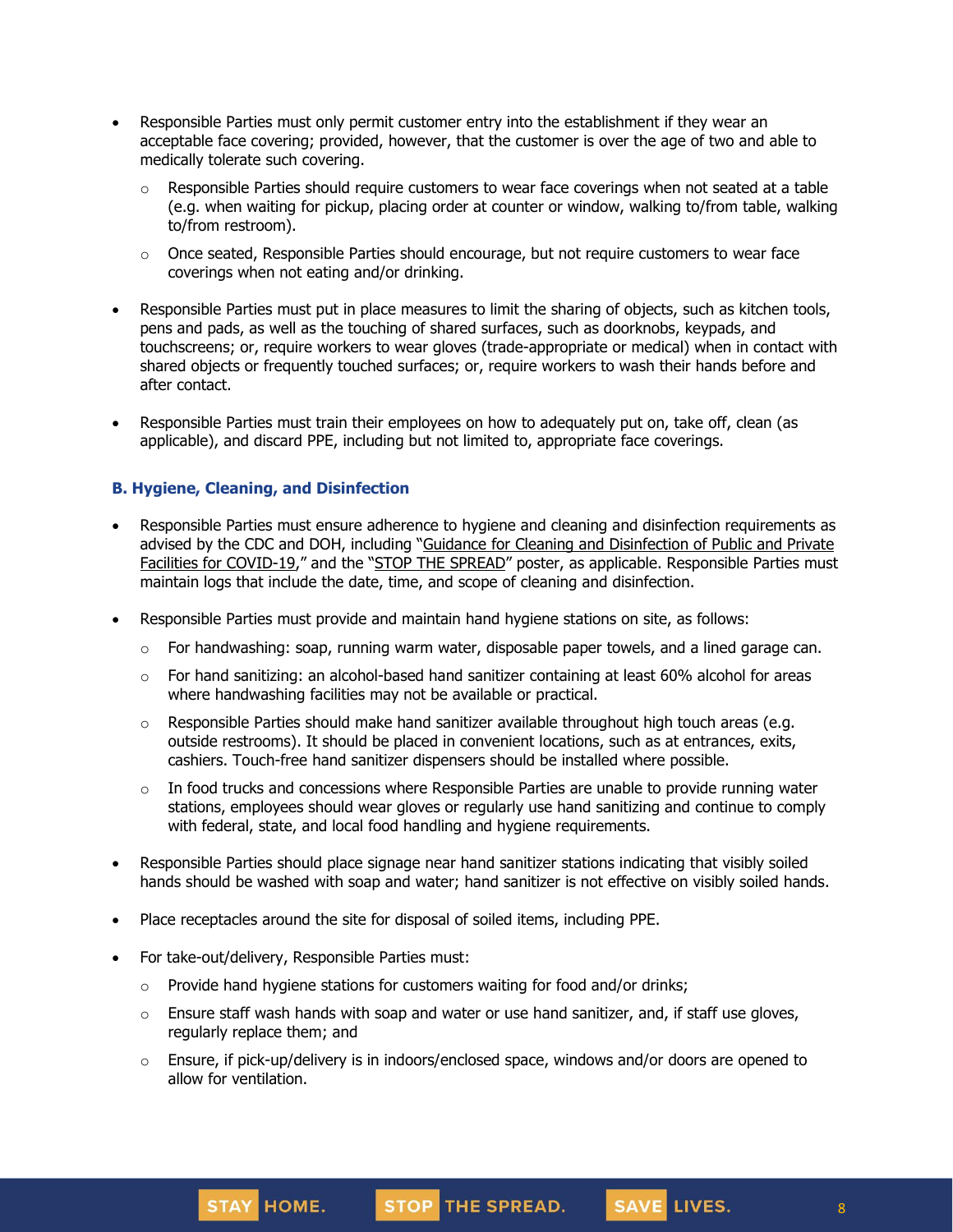- Responsible Parties must only permit customer entry into the establishment if they wear an acceptable face covering; provided, however, that the customer is over the age of two and able to medically tolerate such covering.
  - Responsible Parties should require customers to wear face coverings when not seated at a table (e.g. when waiting for pickup, placing order at counter or window, walking to/from table, walking to/from restroom).
  - Once seated, Responsible Parties should encourage, but not require customers to wear face coverings when not eating and/or drinking.
- Responsible Parties must put in place measures to limit the sharing of objects, such as kitchen tools, pens and pads, as well as the touching of shared surfaces, such as doorknobs, keypads, and touchscreens; or, require workers to wear gloves (trade-appropriate or medical) when in contact with shared objects or frequently touched surfaces; or, require workers to wash their hands before and after contact.
- Responsible Parties must train their employees on how to adequately put on, take off, clean (as applicable), and discard PPE, including but not limited to, appropriate face coverings.

### B. Hygiene, Cleaning, and Disinfection

- Responsible Parties must ensure adherence to hygiene and cleaning and disinfection requirements as advised by the CDC and DOH, including "Guidance for Cleaning and Disinfection of Public and Private Facilities for COVID-19," and the "STOP THE SPREAD" poster, as applicable. Responsible Parties must maintain logs that include the date, time, and scope of cleaning and disinfection.
- Responsible Parties must provide and maintain hand hygiene stations on site, as follows:
  - For handwashing: soap, running warm water, disposable paper towels, and a lined garage can.
  - For hand sanitizing: an alcohol-based hand sanitizer containing at least 60% alcohol for areas where handwashing facilities may not be available or practical.
  - Responsible Parties should make hand sanitizer available throughout high touch areas (e.g. outside restrooms). It should be placed in convenient locations, such as at entrances, exits, cashiers. Touch-free hand sanitizer dispensers should be installed where possible.
  - In food trucks and concessions where Responsible Parties are unable to provide running water stations, employees should wear gloves or regularly use hand sanitizing and continue to comply with federal, state, and local food handling and hygiene requirements.
- Responsible Parties should place signage near hand sanitizer stations indicating that visibly soiled hands should be washed with soap and water; hand sanitizer is not effective on visibly soiled hands.
- Place receptacles around the site for disposal of soiled items, including PPE.
- For take-out/delivery, Responsible Parties must:
  - Provide hand hygiene stations for customers waiting for food and/or drinks;
  - Ensure staff wash hands with soap and water or use hand sanitizer, and, if staff use gloves, regularly replace them; and
  - Ensure, if pick-up/delivery is in indoors/enclosed space, windows and/or doors are opened to allow for ventilation.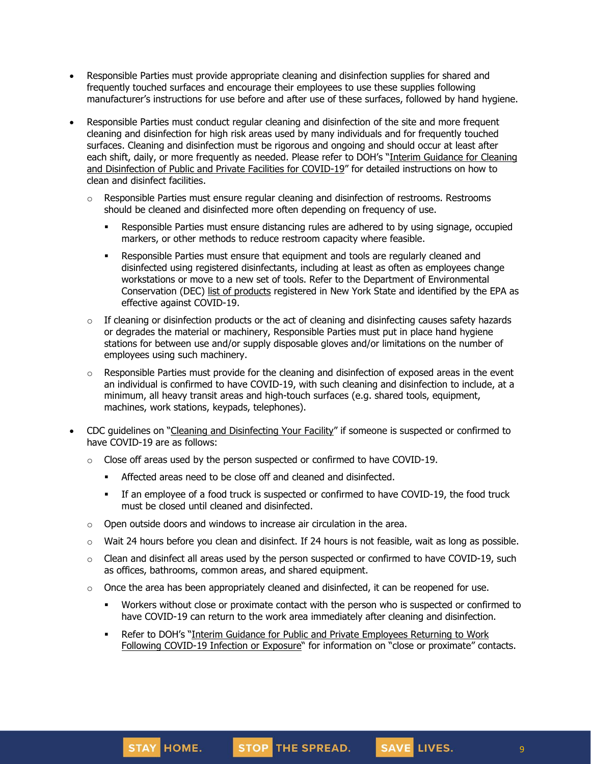- Responsible Parties must provide appropriate cleaning and disinfection supplies for shared and frequently touched surfaces and encourage their employees to use these supplies following manufacturer's instructions for use before and after use of these surfaces, followed by hand hygiene.

- Responsible Parties must conduct regular cleaning and disinfection of the site and more frequent cleaning and disinfection for high risk areas used by many individuals and for frequently touched surfaces. Cleaning and disinfection must be rigorous and ongoing and should occur at least after each shift, daily, or more frequently as needed. Please refer to DOH's "Interim Guidance for Cleaning and Disinfection of Public and Private Facilities for COVID-19" for detailed instructions on how to clean and disinfect facilities.
  - Responsible Parties must ensure regular cleaning and disinfection of restrooms. Restrooms should be cleaned and disinfected more often depending on frequency of use.
    - Responsible Parties must ensure distancing rules are adhered to by using signage, occupied markers, or other methods to reduce restroom capacity where feasible.
    - Responsible Parties must ensure that equipment and tools are regularly cleaned and disinfected using registered disinfectants, including at least as often as employees change workstations or move to a new set of tools. Refer to the Department of Environmental Conservation (DEC) list of products registered in New York State and identified by the EPA as effective against COVID-19.
  - If cleaning or disinfection products or the act of cleaning and disinfecting causes safety hazards or degrades the material or machinery, Responsible Parties must put in place hand hygiene stations for between use and/or supply disposable gloves and/or limitations on the number of employees using such machinery.
  - Responsible Parties must provide for the cleaning and disinfection of exposed areas in the event an individual is confirmed to have COVID-19, with such cleaning and disinfection to include, at a minimum, all heavy transit areas and high-touch surfaces (e.g. shared tools, equipment, machines, work stations, keypads, telephones).

- CDC guidelines on "Cleaning and Disinfecting Your Facility" if someone is suspected or confirmed to have COVID-19 are as follows:
  - Close off areas used by the person suspected or confirmed to have COVID-19.
    - Affected areas need to be close off and cleaned and disinfected.
    - If an employee of a food truck is suspected or confirmed to have COVID-19, the food truck must be closed until cleaned and disinfected.
  - Open outside doors and windows to increase air circulation in the area.
  - Wait 24 hours before you clean and disinfect. If 24 hours is not feasible, wait as long as possible.
  - Clean and disinfect all areas used by the person suspected or confirmed to have COVID-19, such as offices, bathrooms, common areas, and shared equipment.
  - Once the area has been appropriately cleaned and disinfected, it can be reopened for use.
    - Workers without close or proximate contact with the person who is suspected or confirmed to have COVID-19 can return to the work area immediately after cleaning and disinfection.
    - Refer to DOH's "Interim Guidance for Public and Private Employees Returning to Work Following COVID-19 Infection or Exposure" for information on "close or proximate" contacts.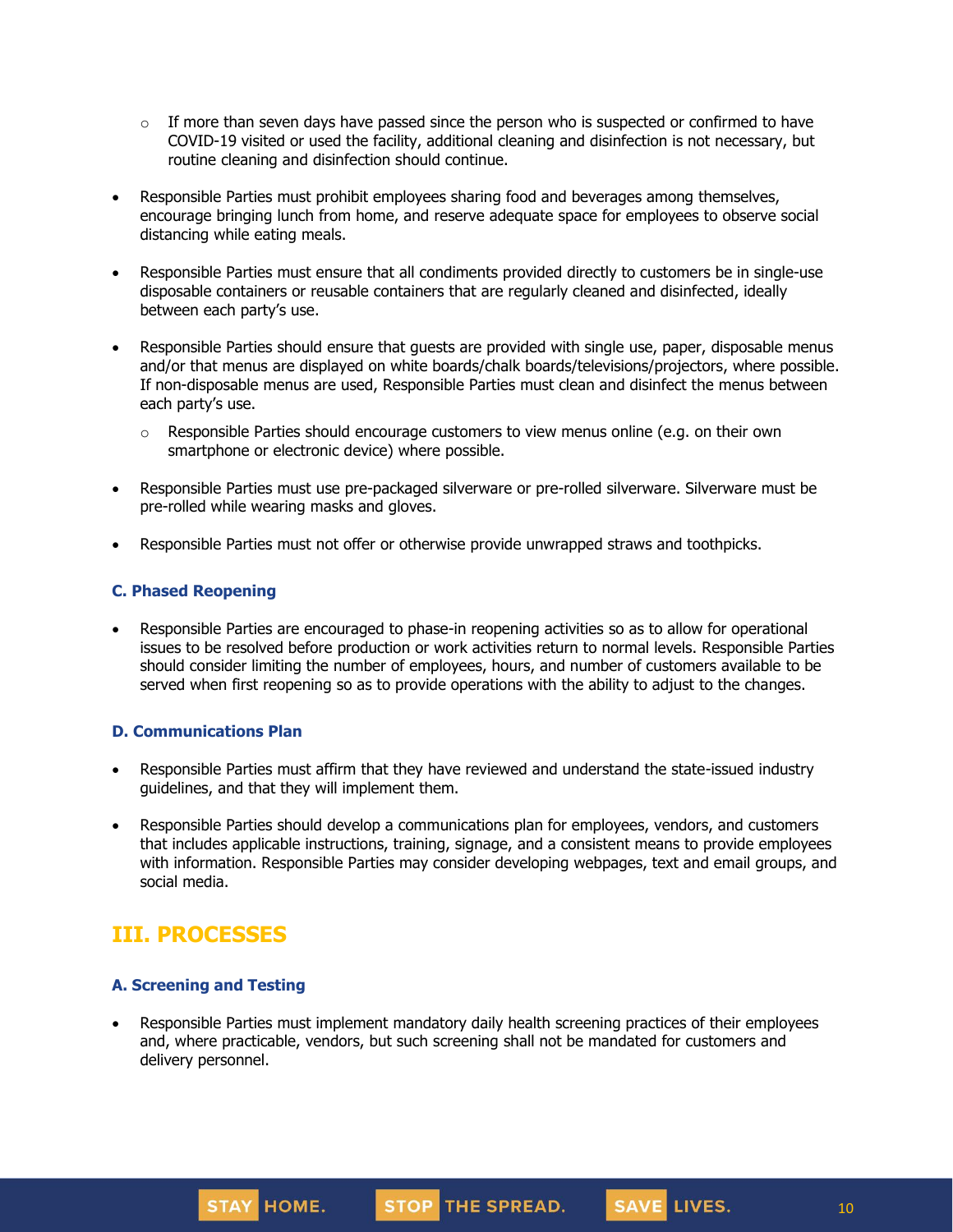- If more than seven days have passed since the person who is suspected or confirmed to have COVID-19 visited or used the facility, additional cleaning and disinfection is not necessary, but routine cleaning and disinfection should continue.

- Responsible Parties must prohibit employees sharing food and beverages among themselves, encourage bringing lunch from home, and reserve adequate space for employees to observe social distancing while eating meals.

- Responsible Parties must ensure that all condiments provided directly to customers be in single-use disposable containers or reusable containers that are regularly cleaned and disinfected, ideally between each party's use.

- Responsible Parties should ensure that guests are provided with single use, paper, disposable menus and/or that menus are displayed on white boards/chalk boards/televisions/projectors, where possible. If non-disposable menus are used, Responsible Parties must clean and disinfect the menus between each party's use.
   - Responsible Parties should encourage customers to view menus online (e.g. on their own smartphone or electronic device) where possible.

- Responsible Parties must use pre-packaged silverware or pre-rolled silverware. Silverware must be pre-rolled while wearing masks and gloves.

- Responsible Parties must not offer or otherwise provide unwrapped straws and toothpicks.

### C. Phased Reopening

- Responsible Parties are encouraged to phase-in reopening activities so as to allow for operational issues to be resolved before production or work activities return to normal levels. Responsible Parties should consider limiting the number of employees, hours, and number of customers available to be served when first reopening so as to provide operations with the ability to adjust to the changes.

### D. Communications Plan

- Responsible Parties must affirm that they have reviewed and understand the state-issued industry guidelines, and that they will implement them.

- Responsible Parties should develop a communications plan for employees, vendors, and customers that includes applicable instructions, training, signage, and a consistent means to provide employees with information. Responsible Parties may consider developing webpages, text and email groups, and social media.

## III. PROCESSES

### A. Screening and Testing

- Responsible Parties must implement mandatory daily health screening practices of their employees and, where practicable, vendors, but such screening shall not be mandated for customers and delivery personnel.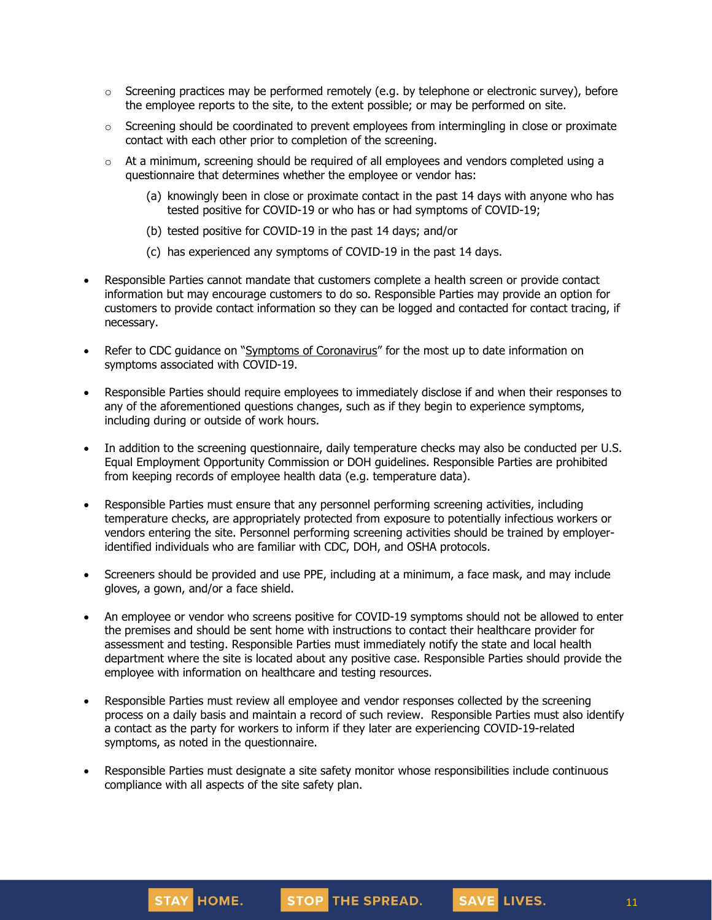- Screening practices may be performed remotely (e.g. by telephone or electronic survey), before the employee reports to the site, to the extent possible; or may be performed on site.
  - Screening should be coordinated to prevent employees from intermingling in close or proximate contact with each other prior to completion of the screening.
  - At a minimum, screening should be required of all employees and vendors completed using a questionnaire that determines whether the employee or vendor has:
    - (a) knowingly been in close or proximate contact in the past 14 days with anyone who has tested positive for COVID-19 or who has or had symptoms of COVID-19;
    - (b) tested positive for COVID-19 in the past 14 days; and/or
    - (c) has experienced any symptoms of COVID-19 in the past 14 days.

- Responsible Parties cannot mandate that customers complete a health screen or provide contact information but may encourage customers to do so. Responsible Parties may provide an option for customers to provide contact information so they can be logged and contacted for contact tracing, if necessary.

- Refer to CDC guidance on "Symptoms of Coronavirus" for the most up to date information on symptoms associated with COVID-19.

- Responsible Parties should require employees to immediately disclose if and when their responses to any of the aforementioned questions changes, such as if they begin to experience symptoms, including during or outside of work hours.

- In addition to the screening questionnaire, daily temperature checks may also be conducted per U.S. Equal Employment Opportunity Commission or DOH guidelines. Responsible Parties are prohibited from keeping records of employee health data (e.g. temperature data).

- Responsible Parties must ensure that any personnel performing screening activities, including temperature checks, are appropriately protected from exposure to potentially infectious workers or vendors entering the site. Personnel performing screening activities should be trained by employer-identified individuals who are familiar with CDC, DOH, and OSHA protocols.

- Screeners should be provided and use PPE, including at a minimum, a face mask, and may include gloves, a gown, and/or a face shield.

- An employee or vendor who screens positive for COVID-19 symptoms should not be allowed to enter the premises and should be sent home with instructions to contact their healthcare provider for assessment and testing. Responsible Parties must immediately notify the state and local health department where the site is located about any positive case. Responsible Parties should provide the employee with information on healthcare and testing resources.

- Responsible Parties must review all employee and vendor responses collected by the screening process on a daily basis and maintain a record of such review. Responsible Parties must also identify a contact as the party for workers to inform if they later are experiencing COVID-19-related symptoms, as noted in the questionnaire.

- Responsible Parties must designate a site safety monitor whose responsibilities include continuous compliance with all aspects of the site safety plan.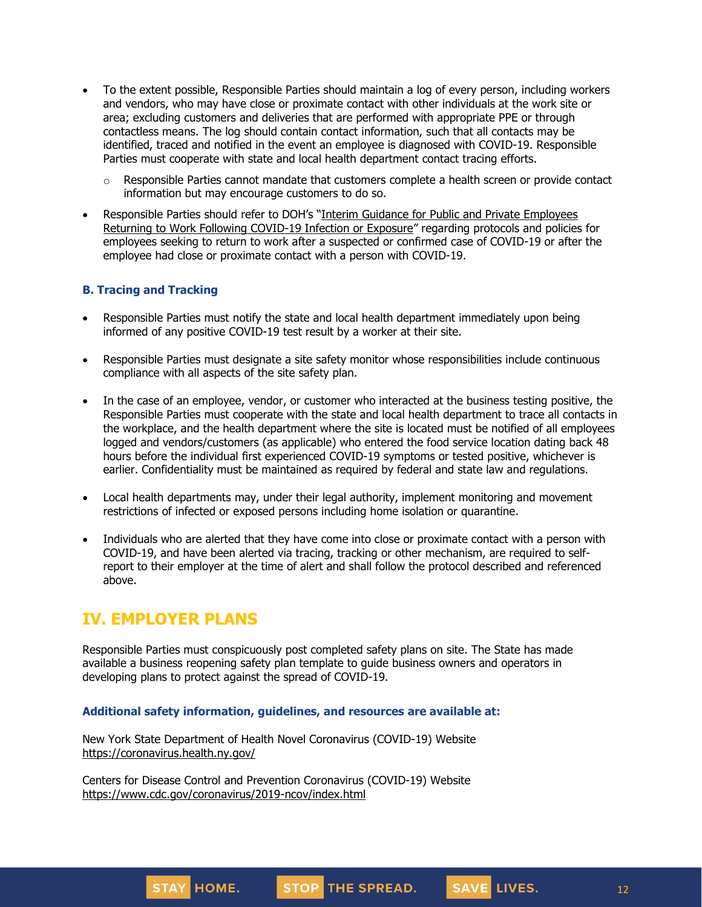- To the extent possible, Responsible Parties should maintain a log of every person, including workers and vendors, who may have close or proximate contact with other individuals at the work site or area; excluding customers and deliveries that are performed with appropriate PPE or through contactless means. The log should contain contact information, such that all contacts may be identified, traced and notified in the event an employee is diagnosed with COVID-19. Responsible Parties must cooperate with state and local health department contact tracing efforts.
  - Responsible Parties cannot mandate that customers complete a health screen or provide contact information but may encourage customers to do so.
- Responsible Parties should refer to DOH's "Interim Guidance for Public and Private Employees Returning to Work Following COVID-19 Infection or Exposure" regarding protocols and policies for employees seeking to return to work after a suspected or confirmed case of COVID-19 or after the employee had close or proximate contact with a person with COVID-19.

### B. Tracing and Tracking

- Responsible Parties must notify the state and local health department immediately upon being informed of any positive COVID-19 test result by a worker at their site.
- Responsible Parties must designate a site safety monitor whose responsibilities include continuous compliance with all aspects of the site safety plan.
- In the case of an employee, vendor, or customer who interacted at the business testing positive, the Responsible Parties must cooperate with the state and local health department to trace all contacts in the workplace, and the health department where the site is located must be notified of all employees logged and vendors/customers (as applicable) who entered the food service location dating back 48 hours before the individual first experienced COVID-19 symptoms or tested positive, whichever is earlier. Confidentiality must be maintained as required by federal and state law and regulations.
- Local health departments may, under their legal authority, implement monitoring and movement restrictions of infected or exposed persons including home isolation or quarantine.
- Individuals who are alerted that they have come into close or proximate contact with a person with COVID-19, and have been alerted via tracing, tracking or other mechanism, are required to self-report to their employer at the time of alert and shall follow the protocol described and referenced above.

## IV. EMPLOYER PLANS

Responsible Parties must conspicuously post completed safety plans on site. The State has made available a business reopening safety plan template to guide business owners and operators in developing plans to protect against the spread of COVID-19.

**Additional safety information, guidelines, and resources are available at:**

New York State Department of Health Novel Coronavirus (COVID-19) Website
https://coronavirus.health.ny.gov/

Centers for Disease Control and Prevention Coronavirus (COVID-19) Website
https://www.cdc.gov/coronavirus/2019-ncov/index.html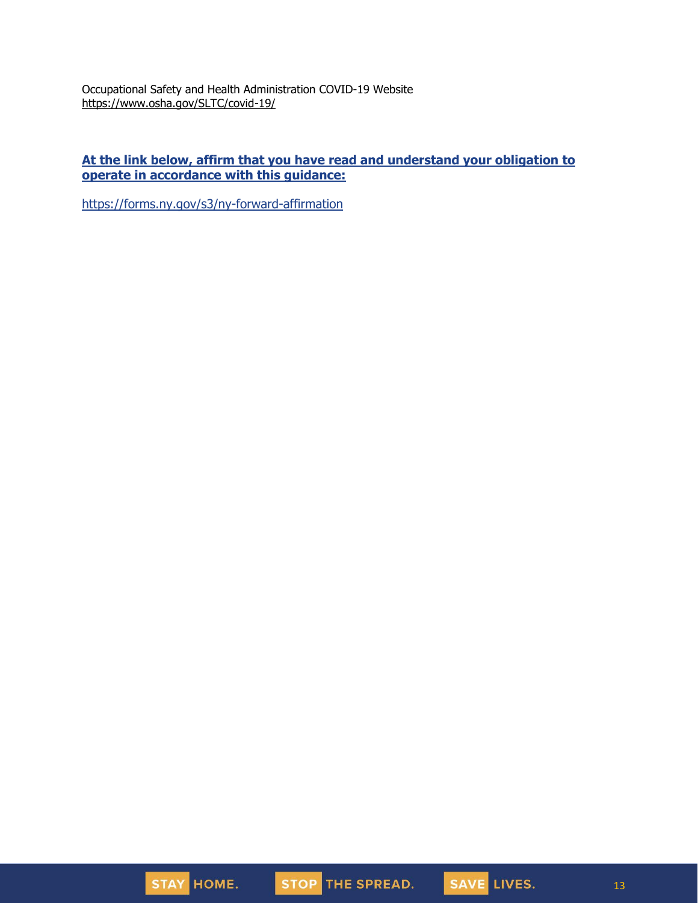Occupational Safety and Health Administration COVID-19 Website
https://www.osha.gov/SLTC/covid-19/

**At the link below, affirm that you have read and understand your obligation to operate in accordance with this guidance:**

https://forms.ny.gov/s3/ny-forward-affirmation